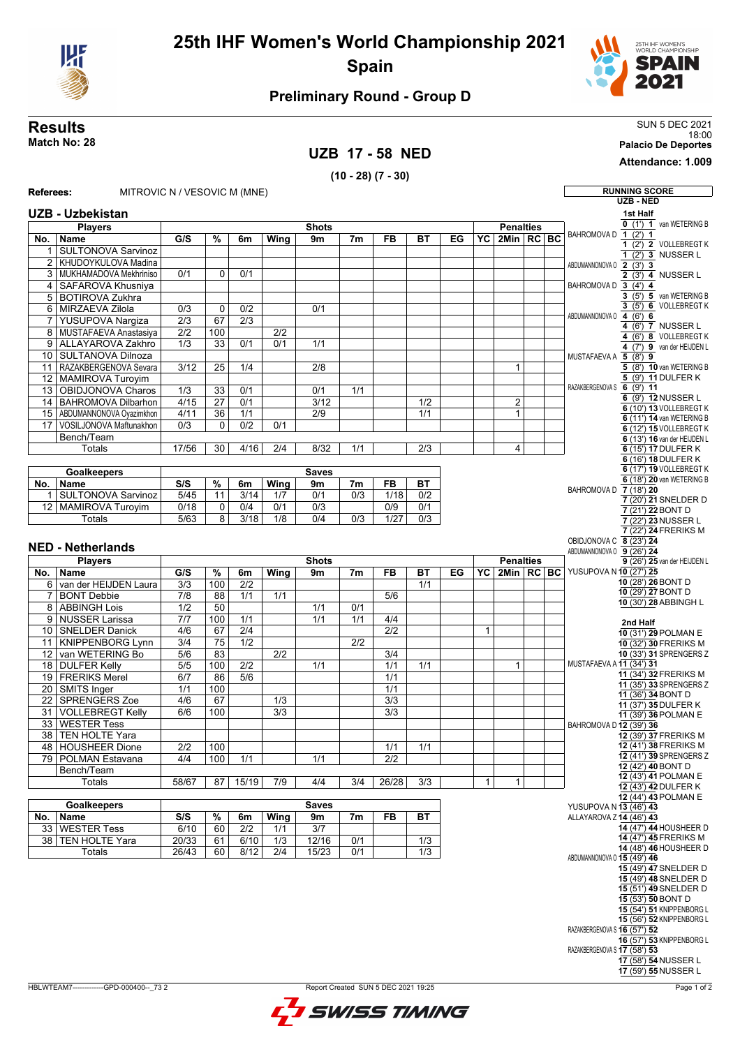# 25th IHF Women's World Championship 2021

## Spain

### Preliminary Round - Group D

**Results**

**Match No: 28**

SUN 5 DEC 2021
18:00
**Palacio De Deportes**
**Attendance: 1.009**

## UZB 17 - 58 NED

**(10 - 28) (7 - 30)**

**Referees:** MITROVIC N / VESOVIC M (MNE)

### UZB - Uzbekistan

| No. | Name | G/S | % | 6m | Wing | 9m | 7m | FB | BT | EG | YC | 2Min | RC | BC |
|---|---|---|---|---|---|---|---|---|---|---|---|---|---|---|
| 1 | SULTONOVA Sarvinoz | | | | | | | | | | | | | |
| 2 | KHUDOYKULOVA Madina | | | | | | | | | | | | | |
| 3 | MUKHAMADOVA Mekhriniso | 0/1 | 0 | 0/1 | | | | | | | | | | |
| 4 | SAFAROVA Khusniya | | | | | | | | | | | | | |
| 5 | BOTIROVA Zukhra | | | | | | | | | | | | | |
| 6 | MIRZAEVA Zilola | 0/3 | 0 | 0/2 | | 0/1 | | | | | | | | |
| 7 | YUSUPOVA Nargiza | 2/3 | 67 | 2/3 | | | | | | | | | | |
| 8 | MUSTAFAEVA Anastasiya | 2/2 | 100 | | 2/2 | | | | | | | | | |
| 9 | ALLAYAROVA Zakhro | 1/3 | 33 | 0/1 | 0/1 | 1/1 | | | | | | | | |
| 10 | SULTANOVA Dilnoza | | | | | | | | | | | | | |
| 11 | RAZAKBERGENOVA Sevara | 3/12 | 25 | 1/4 | | 2/8 | | | | | | 1 | | |
| 12 | MAMIROVA Turoyim | | | | | | | | | | | | | |
| 13 | OBIDJONOVA Charos | 1/3 | 33 | 0/1 | | 0/1 | 1/1 | | | | | | | |
| 14 | BAHROMOVA Dilbarhon | 4/15 | 27 | 0/1 | | 3/12 | | | 1/2 | | | 2 | | |
| 15 | ABDUMANNONOVA Oyazimkhon | 4/11 | 36 | 1/1 | | 2/9 | | | 1/1 | | | 1 | | |
| 17 | VOSILJONOVA Maftunakhon | 0/3 | 0 | 0/2 | 0/1 | | | | | | | | | |
| | Bench/Team | | | | | | | | | | | | | |
| | Totals | 17/56 | 30 | 4/16 | 2/4 | 8/32 | 1/1 | | 2/3 | | | 4 | | |

| No. | Goalkeepers | S/S | % | 6m | Wing | 9m | 7m | FB | BT |
|---|---|---|---|---|---|---|---|---|---|
| 1 | SULTONOVA Sarvinoz | 5/45 | 11 | 3/14 | 1/7 | 0/1 | 0/3 | 1/18 | 0/2 |
| 12 | MAMIROVA Turoyim | 0/18 | 0 | 0/4 | 0/1 | 0/3 | | 0/9 | 0/1 |
| | Totals | 5/63 | 8 | 3/18 | 1/8 | 0/4 | 0/3 | 1/27 | 0/3 |

### NED - Netherlands

| No. | Name | G/S | % | 6m | Wing | 9m | 7m | FB | BT | EG | YC | 2Min | RC | BC |
|---|---|---|---|---|---|---|---|---|---|---|---|---|---|---|
| 6 | van der HEIJDEN Laura | 3/3 | 100 | 2/2 | | | | | 1/1 | | | | | |
| 7 | BONT Debbie | 7/8 | 88 | 1/1 | 1/1 | | | 5/6 | | | | | | |
| 8 | ABBINGH Lois | 1/2 | 50 | | | 1/1 | 0/1 | | | | | | | |
| 9 | NUSSER Larissa | 7/7 | 100 | 1/1 | | 1/1 | 1/1 | 4/4 | | | | | | |
| 10 | SNELDER Danick | 4/6 | 67 | 2/4 | | | | 2/2 | | | 1 | | | |
| 11 | KNIPPENBORG Lynn | 3/4 | 75 | 1/2 | | | 2/2 | | | | | | | |
| 12 | van WETERING Bo | 5/6 | 83 | | 2/2 | | | 3/4 | | | | | | |
| 18 | DULFER Kelly | 5/5 | 100 | 2/2 | | 1/1 | | 1/1 | 1/1 | | | 1 | | |
| 19 | FRERIKS Merel | 6/7 | 86 | 5/6 | | | | 1/1 | | | | | | |
| 20 | SMITS Inger | 1/1 | 100 | | | | | 1/1 | | | | | | |
| 22 | SPRENGERS Zoe | 4/6 | 67 | | 1/3 | | | 3/3 | | | | | | |
| 31 | VOLLEBREGT Kelly | 6/6 | 100 | | 3/3 | | | 3/3 | | | | | | |
| 33 | WESTER Tess | | | | | | | | | | | | | |
| 38 | TEN HOLTE Yara | | | | | | | | | | | | | |
| 48 | HOUSHEER Dione | 2/2 | 100 | | | | | 1/1 | 1/1 | | | | | |
| 79 | POLMAN Estavana | 4/4 | 100 | 1/1 | | 1/1 | | 2/2 | | | | | | |
| | Bench/Team | | | | | | | | | | | | | |
| | Totals | 58/67 | 87 | 15/19 | 7/9 | 4/4 | 3/4 | 26/28 | 3/3 | | 1 | 1 | | |

| No. | Goalkeepers | S/S | % | 6m | Wing | 9m | 7m | FB | BT |
|---|---|---|---|---|---|---|---|---|---|
| 33 | WESTER Tess | 6/10 | 60 | 2/2 | 1/1 | 3/7 | | | |
| 38 | TEN HOLTE Yara | 20/33 | 61 | 6/10 | 1/3 | 12/16 | 0/1 | | 1/3 |
| | Totals | 26/43 | 60 | 8/12 | 2/4 | 15/23 | 0/1 | | 1/3 |

### RUNNING SCORE

**UZB - NED**

**1st Half**

| UZB | Score | NED |
|---|---|---|
| | 0 (1') 1 | van WETERING B |
| BAHROMOVA D | 1 (2') 1 | |
| | 1 (2') 2 | VOLLEBREGT K |
| | 1 (2') 3 | NUSSER L |
| ABDUMANNONOVA O | 2 (3') 3 | |
| | 2 (3') 4 | NUSSER L |
| BAHROMOVA D | 3 (4') 4 | |
| | 3 (5') 5 | van WETERING B |
| | 3 (5') 6 | VOLLEBREGT K |
| ABDUMANNONOVA O | 4 (6') 6 | |
| | 4 (6') 7 | NUSSER L |
| | 4 (6') 8 | VOLLEBREGT K |
| | 4 (7') 9 | van der HEIJDEN L |
| MUSTAFAEVA A | 5 (8') 9 | |
| | 5 (8') 10 | van WETERING B |
| | 5 (9') 11 | DULFER K |
| RAZAKBERGENOVA S | 6 (9') 11 | |
| | 6 (9') 12 | NUSSER L |
| | 6 (10') 13 | VOLLEBREGT K |
| | 6 (11') 14 | van WETERING B |
| | 6 (12') 15 | VOLLEBREGT K |
| | 6 (13') 16 | van der HEIJDEN L |
| | 6 (15') 17 | DULFER K |
| | 6 (16') 18 | DULFER K |
| | 6 (17') 19 | VOLLEBREGT K |
| | 6 (18') 20 | van WETERING B |
| BAHROMOVA D | 7 (18') 20 | |
| | 7 (20') 21 | SNELDER D |
| | 7 (21') 22 | BONT D |
| | 7 (22') 23 | NUSSER L |
| | 7 (22') 24 | FRERIKS M |
| OBIDJONOVA C | 8 (23') 24 | |
| ABDUMANNONOVA O | 9 (26') 24 | |
| | 9 (26') 25 | van der HEIJDEN L |
| YUSUPOVA N | 10 (27') 25 | |
| | 10 (28') 26 | BONT D |
| | 10 (29') 27 | BONT D |
| | 10 (30') 28 | ABBINGH L |

**2nd Half**

| UZB | Score | NED |
|---|---|---|
| | 10 (31') 29 | POLMAN E |
| | 10 (32') 30 | FRERIKS M |
| | 10 (33') 31 | SPRENGERS Z |
| MUSTAFAEVA A | 11 (34') 31 | |
| | 11 (34') 32 | FRERIKS M |
| | 11 (35') 33 | SPRENGERS Z |
| | 11 (36') 34 | BONT D |
| | 11 (37') 35 | DULFER K |
| | 11 (39') 36 | POLMAN E |
| BAHROMOVA D | 12 (39') 36 | |
| | 12 (39') 37 | FRERIKS M |
| | 12 (41') 38 | FRERIKS M |
| | 12 (41') 39 | SPRENGERS Z |
| | 12 (42') 40 | BONT D |
| | 12 (43') 41 | POLMAN E |
| | 12 (43') 42 | DULFER K |
| | 12 (44') 43 | POLMAN E |
| YUSUPOVA N | 13 (46') 43 | |
| ALLAYAROVA Z | 14 (46') 43 | |
| | 14 (47') 44 | HOUSHEER D |
| | 14 (47') 45 | FRERIKS M |
| | 14 (48') 46 | HOUSHEER D |
| ABDUMANNONOVA O | 15 (49') 46 | |
| | 15 (49') 47 | SNELDER D |
| | 15 (49') 48 | SNELDER D |
| | 15 (51') 49 | SNELDER D |
| | 15 (53') 50 | BONT D |
| | 15 (54') 51 | KNIPPENBORG L |
| | 15 (56') 52 | KNIPPENBORG L |
| RAZAKBERGENOVA S | 16 (57') 52 | |
| | 16 (57') 53 | KNIPPENBORG L |
| RAZAKBERGENOVA S | 17 (58') 53 | |
| | 17 (58') 54 | NUSSER L |
| | 17 (59') 55 | NUSSER L |

HBLWTEAM7--------------GPD-000400--_73 2 Report Created SUN 5 DEC 2021 19:25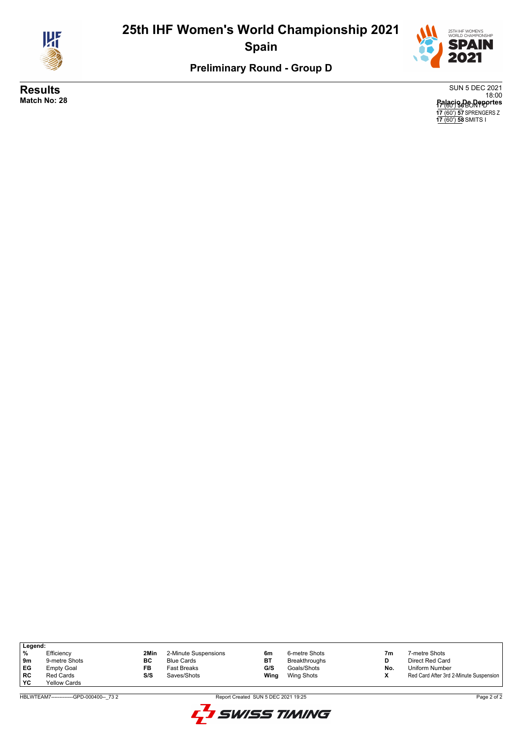# 25th IHF Women's World Championship 2021

## Spain

### Preliminary Round - Group D

**Results**
**Match No: 28**

SUN 5 DEC 2021
18:00
**Palacio De Deportes**

17 (60') **56** BONT D
17 (60') **57** SPRENGERS Z
17 (60') **58** SMITS I

| Legend: | | | | | | | |
|---|---|---|---|---|---|---|---|
| **%** | Efficiency | **2Min** | 2-Minute Suspensions | **6m** | 6-metre Shots | **7m** | 7-metre Shots |
| **9m** | 9-metre Shots | **BC** | Blue Cards | **BT** | Breakthroughs | **D** | Direct Red Card |
| **EG** | Empty Goal | **FB** | Fast Breaks | **G/S** | Goals/Shots | **No.** | Uniform Number |
| **RC** | Red Cards | **S/S** | Saves/Shots | **Wing** | Wing Shots | **X** | Red Card After 3rd 2-Minute Suspension |
| **YC** | Yellow Cards | | | | | | |

HBLWTEAM7-------------GPD-000400--_73 2 Report Created SUN 5 DEC 2021 19:25